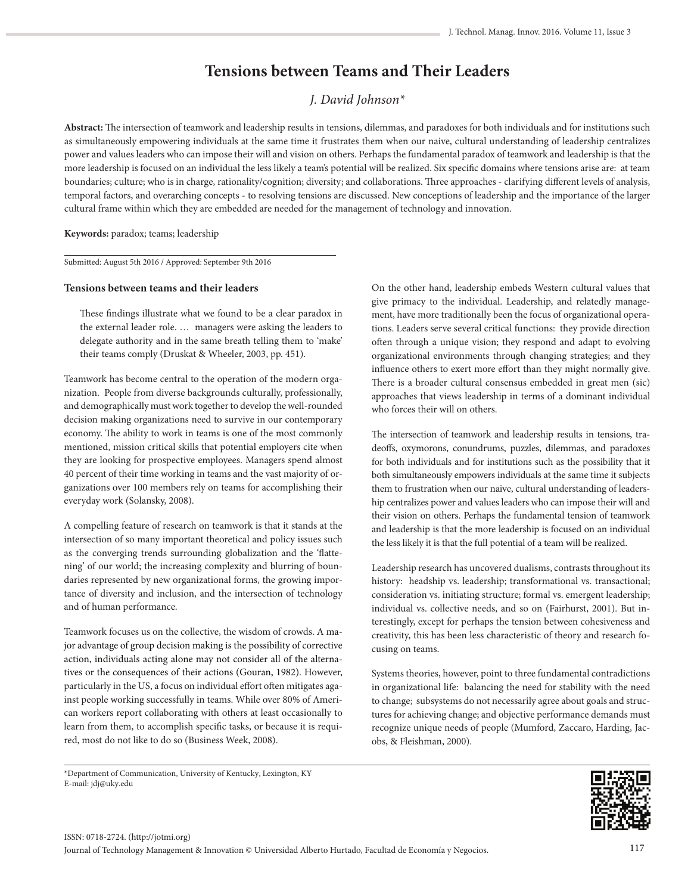# Tensions between Teams and Their Leaders

*J. David Johnson\**

**Abstract:** The intersection of teamwork and leadership results in tensions, dilemmas, and paradoxes for both individuals and for institutions such as simultaneously empowering individuals at the same time it frustrates them when our naive, cultural understanding of leadership centralizes power and values leaders who can impose their will and vision on others. Perhaps the fundamental paradox of teamwork and leadership is that the more leadership is focused on an individual the less likely a team's potential will be realized. Six specific domains where tensions arise are: at team boundaries; culture; who is in charge, rationality/cognition; diversity; and collaborations. Three approaches - clarifying different levels of analysis, temporal factors, and overarching concepts - to resolving tensions are discussed. New conceptions of leadership and the importance of the larger cultural frame within which they are embedded are needed for the management of technology and innovation.

**Keywords:** paradox; teams; leadership

Submitted: August 5th 2016 / Approved: September 9th 2016

## Tensions between teams and their leaders

> These findings illustrate what we found to be a clear paradox in the external leader role. … managers were asking the leaders to delegate authority and in the same breath telling them to 'make' their teams comply (Druskat & Wheeler, 2003, pp. 451).

Teamwork has become central to the operation of the modern organization. People from diverse backgrounds culturally, professionally, and demographically must work together to develop the well-rounded decision making organizations need to survive in our contemporary economy. The ability to work in teams is one of the most commonly mentioned, mission critical skills that potential employers cite when they are looking for prospective employees. Managers spend almost 40 percent of their time working in teams and the vast majority of organizations over 100 members rely on teams for accomplishing their everyday work (Solansky, 2008).

A compelling feature of research on teamwork is that it stands at the intersection of so many important theoretical and policy issues such as the converging trends surrounding globalization and the 'flattening' of our world; the increasing complexity and blurring of boundaries represented by new organizational forms, the growing importance of diversity and inclusion, and the intersection of technology and of human performance.

Teamwork focuses us on the collective, the wisdom of crowds. A major advantage of group decision making is the possibility of corrective action, individuals acting alone may not consider all of the alternatives or the consequences of their actions (Gouran, 1982). However, particularly in the US, a focus on individual effort often mitigates against people working successfully in teams. While over 80% of American workers report collaborating with others at least occasionally to learn from them, to accomplish specific tasks, or because it is required, most do not like to do so (Business Week, 2008).

On the other hand, leadership embeds Western cultural values that give primacy to the individual. Leadership, and relatedly management, have more traditionally been the focus of organizational operations. Leaders serve several critical functions: they provide direction often through a unique vision; they respond and adapt to evolving organizational environments through changing strategies; and they influence others to exert more effort than they might normally give. There is a broader cultural consensus embedded in great men (sic) approaches that views leadership in terms of a dominant individual who forces their will on others.

The intersection of teamwork and leadership results in tensions, tradeoffs, oxymorons, conundrums, puzzles, dilemmas, and paradoxes for both individuals and for institutions such as the possibility that it both simultaneously empowers individuals at the same time it subjects them to frustration when our naive, cultural understanding of leadership centralizes power and values leaders who can impose their will and their vision on others. Perhaps the fundamental tension of teamwork and leadership is that the more leadership is focused on an individual the less likely it is that the full potential of a team will be realized.

Leadership research has uncovered dualisms, contrasts throughout its history: headship vs. leadership; transformational vs. transactional; consideration vs. initiating structure; formal vs. emergent leadership; individual vs. collective needs, and so on (Fairhurst, 2001). But interestingly, except for perhaps the tension between cohesiveness and creativity, this has been less characteristic of theory and research focusing on teams.

Systems theories, however, point to three fundamental contradictions in organizational life: balancing the need for stability with the need to change; subsystems do not necessarily agree about goals and structures for achieving change; and objective performance demands must recognize unique needs of people (Mumford, Zaccaro, Harding, Jacobs, & Fleishman, 2000).

\*Department of Communication, University of Kentucky, Lexington, KY
E-mail: jdj@uky.edu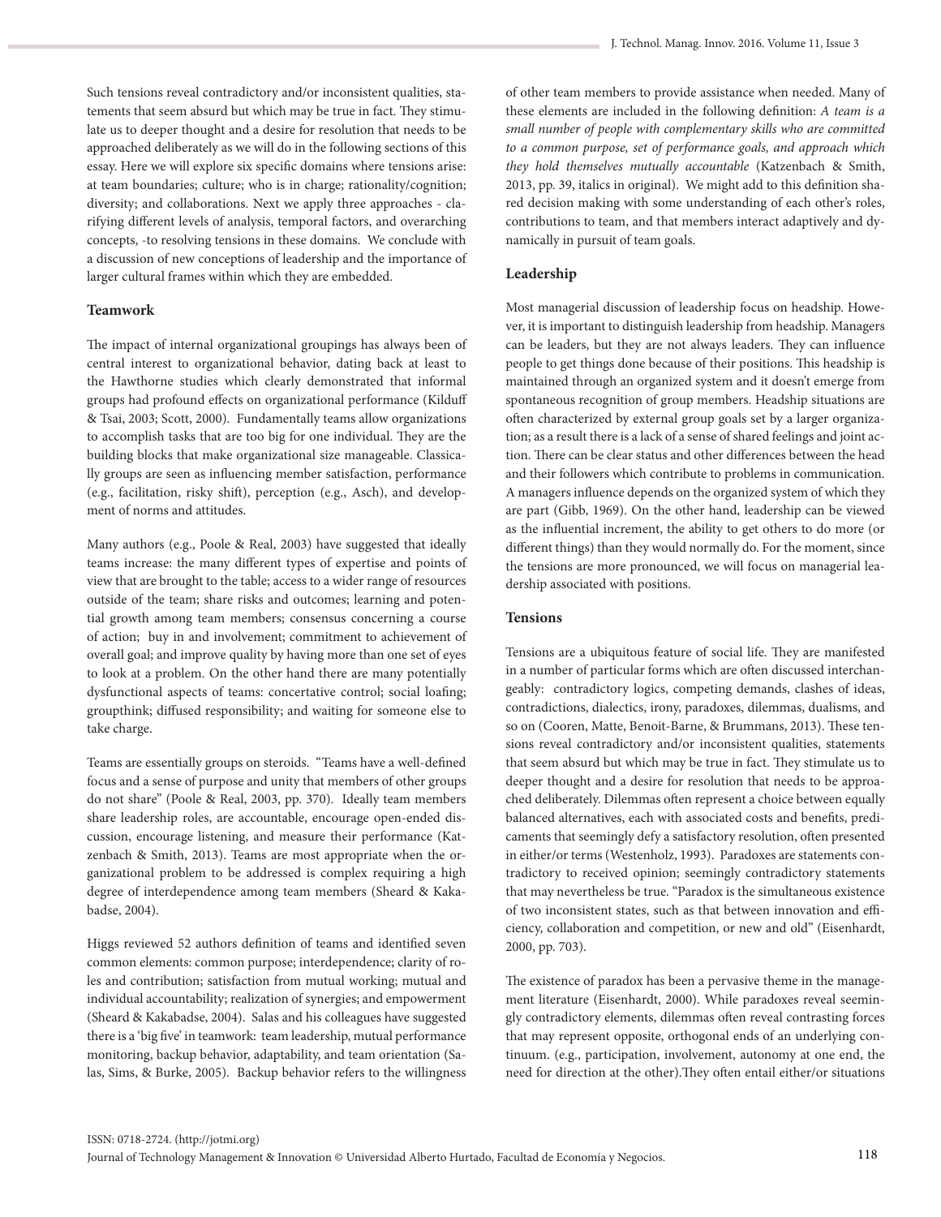Such tensions reveal contradictory and/or inconsistent qualities, statements that seem absurd but which may be true in fact. They stimulate us to deeper thought and a desire for resolution that needs to be approached deliberately as we will do in the following sections of this essay. Here we will explore six specific domains where tensions arise: at team boundaries; culture; who is in charge; rationality/cognition; diversity; and collaborations. Next we apply three approaches - clarifying different levels of analysis, temporal factors, and overarching concepts, -to resolving tensions in these domains. We conclude with a discussion of new conceptions of leadership and the importance of larger cultural frames within which they are embedded.

## Teamwork

The impact of internal organizational groupings has always been of central interest to organizational behavior, dating back at least to the Hawthorne studies which clearly demonstrated that informal groups had profound effects on organizational performance (Kilduff & Tsai, 2003; Scott, 2000). Fundamentally teams allow organizations to accomplish tasks that are too big for one individual. They are the building blocks that make organizational size manageable. Classically groups are seen as influencing member satisfaction, performance (e.g., facilitation, risky shift), perception (e.g., Asch), and development of norms and attitudes.

Many authors (e.g., Poole & Real, 2003) have suggested that ideally teams increase: the many different types of expertise and points of view that are brought to the table; access to a wider range of resources outside of the team; share risks and outcomes; learning and potential growth among team members; consensus concerning a course of action; buy in and involvement; commitment to achievement of overall goal; and improve quality by having more than one set of eyes to look at a problem. On the other hand there are many potentially dysfunctional aspects of teams: concertative control; social loafing; groupthink; diffused responsibility; and waiting for someone else to take charge.

Teams are essentially groups on steroids. "Teams have a well-defined focus and a sense of purpose and unity that members of other groups do not share" (Poole & Real, 2003, pp. 370). Ideally team members share leadership roles, are accountable, encourage open-ended discussion, encourage listening, and measure their performance (Katzenbach & Smith, 2013). Teams are most appropriate when the organizational problem to be addressed is complex requiring a high degree of interdependence among team members (Sheard & Kakabadse, 2004).

Higgs reviewed 52 authors definition of teams and identified seven common elements: common purpose; interdependence; clarity of roles and contribution; satisfaction from mutual working; mutual and individual accountability; realization of synergies; and empowerment (Sheard & Kakabadse, 2004). Salas and his colleagues have suggested there is a 'big five' in teamwork: team leadership, mutual performance monitoring, backup behavior, adaptability, and team orientation (Salas, Sims, & Burke, 2005). Backup behavior refers to the willingness of other team members to provide assistance when needed. Many of these elements are included in the following definition: *A team is a small number of people with complementary skills who are committed to a common purpose, set of performance goals, and approach which they hold themselves mutually accountable* (Katzenbach & Smith, 2013, pp. 39, italics in original). We might add to this definition shared decision making with some understanding of each other's roles, contributions to team, and that members interact adaptively and dynamically in pursuit of team goals.

## Leadership

Most managerial discussion of leadership focus on headship. However, it is important to distinguish leadership from headship. Managers can be leaders, but they are not always leaders. They can influence people to get things done because of their positions. This headship is maintained through an organized system and it doesn't emerge from spontaneous recognition of group members. Headship situations are often characterized by external group goals set by a larger organization; as a result there is a lack of a sense of shared feelings and joint action. There can be clear status and other differences between the head and their followers which contribute to problems in communication. A managers influence depends on the organized system of which they are part (Gibb, 1969). On the other hand, leadership can be viewed as the influential increment, the ability to get others to do more (or different things) than they would normally do. For the moment, since the tensions are more pronounced, we will focus on managerial leadership associated with positions.

## Tensions

Tensions are a ubiquitous feature of social life. They are manifested in a number of particular forms which are often discussed interchangeably: contradictory logics, competing demands, clashes of ideas, contradictions, dialectics, irony, paradoxes, dilemmas, dualisms, and so on (Cooren, Matte, Benoit-Barne, & Brummans, 2013). These tensions reveal contradictory and/or inconsistent qualities, statements that seem absurd but which may be true in fact. They stimulate us to deeper thought and a desire for resolution that needs to be approached deliberately. Dilemmas often represent a choice between equally balanced alternatives, each with associated costs and benefits, predicaments that seemingly defy a satisfactory resolution, often presented in either/or terms (Westenholz, 1993). Paradoxes are statements contradictory to received opinion; seemingly contradictory statements that may nevertheless be true. "Paradox is the simultaneous existence of two inconsistent states, such as that between innovation and efficiency, collaboration and competition, or new and old" (Eisenhardt, 2000, pp. 703).

The existence of paradox has been a pervasive theme in the management literature (Eisenhardt, 2000). While paradoxes reveal seemingly contradictory elements, dilemmas often reveal contrasting forces that may represent opposite, orthogonal ends of an underlying continuum. (e.g., participation, involvement, autonomy at one end, the need for direction at the other).They often entail either/or situations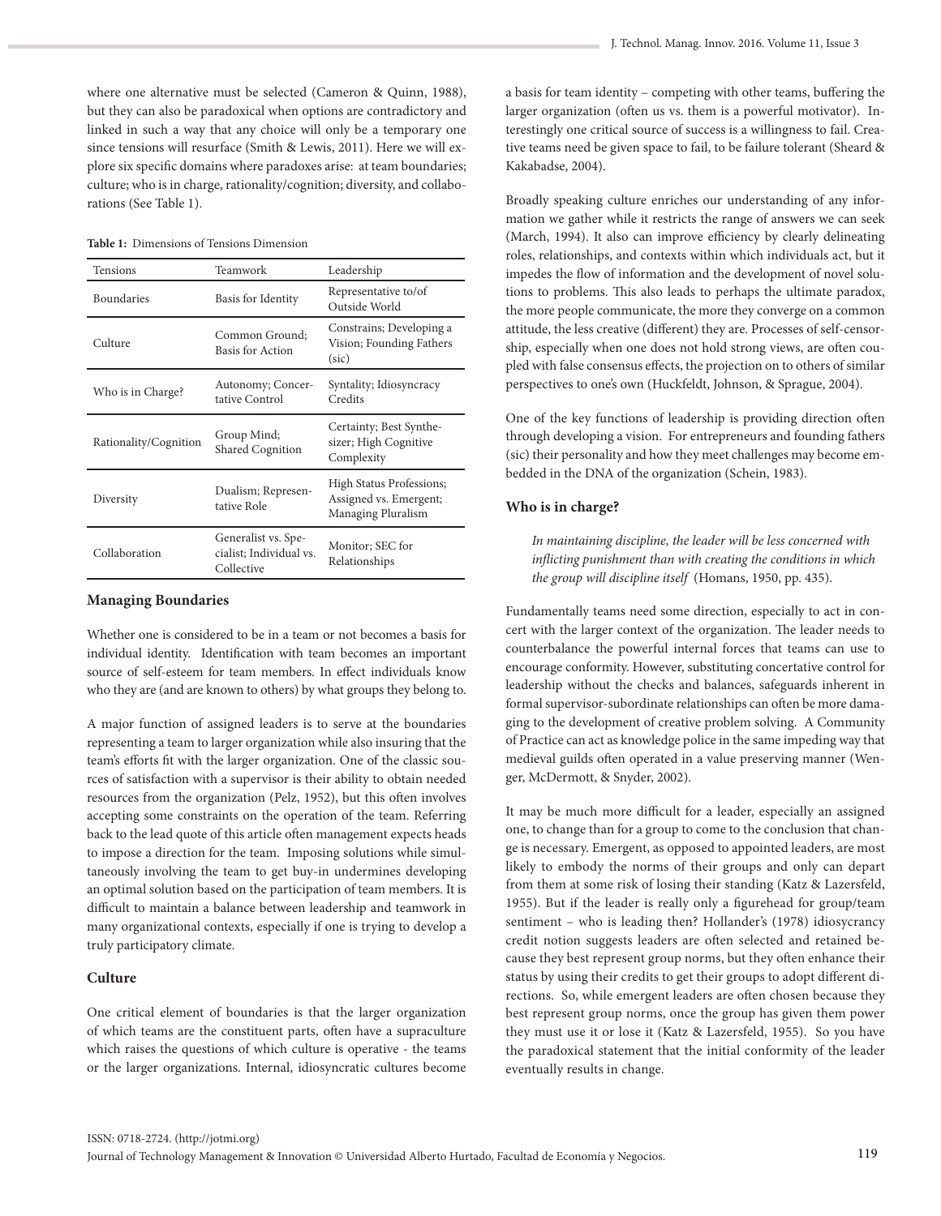where one alternative must be selected (Cameron & Quinn, 1988), but they can also be paradoxical when options are contradictory and linked in such a way that any choice will only be a temporary one since tensions will resurface (Smith & Lewis, 2011). Here we will explore six specific domains where paradoxes arise: at team boundaries; culture; who is in charge, rationality/cognition; diversity, and collaborations (See Table 1).

**Table 1:** Dimensions of Tensions Dimension

| Tensions | Teamwork | Leadership |
|---|---|---|
| Boundaries | Basis for Identity | Representative to/of Outside World |
| Culture | Common Ground; Basis for Action | Constrains; Developing a Vision; Founding Fathers (sic) |
| Who is in Charge? | Autonomy; Concertative Control | Syntality; Idiosyncracy Credits |
| Rationality/Cognition | Group Mind; Shared Cognition | Certainty; Best Synthesizer; High Cognitive Complexity |
| Diversity | Dualism; Representative Role | High Status Professions; Assigned vs. Emergent; Managing Pluralism |
| Collaboration | Generalist vs. Specialist; Individual vs. Collective | Monitor; SEC for Relationships |

### Managing Boundaries

Whether one is considered to be in a team or not becomes a basis for individual identity. Identification with team becomes an important source of self-esteem for team members. In effect individuals know who they are (and are known to others) by what groups they belong to.

A major function of assigned leaders is to serve at the boundaries representing a team to larger organization while also insuring that the team's efforts fit with the larger organization. One of the classic sources of satisfaction with a supervisor is their ability to obtain needed resources from the organization (Pelz, 1952), but this often involves accepting some constraints on the operation of the team. Referring back to the lead quote of this article often management expects heads to impose a direction for the team. Imposing solutions while simultaneously involving the team to get buy-in undermines developing an optimal solution based on the participation of team members. It is difficult to maintain a balance between leadership and teamwork in many organizational contexts, especially if one is trying to develop a truly participatory climate.

### Culture

One critical element of boundaries is that the larger organization of which teams are the constituent parts, often have a supraculture which raises the questions of which culture is operative - the teams or the larger organizations. Internal, idiosyncratic cultures become a basis for team identity – competing with other teams, buffering the larger organization (often us vs. them is a powerful motivator). Interestingly one critical source of success is a willingness to fail. Creative teams need be given space to fail, to be failure tolerant (Sheard & Kakabadse, 2004).

Broadly speaking culture enriches our understanding of any information we gather while it restricts the range of answers we can seek (March, 1994). It also can improve efficiency by clearly delineating roles, relationships, and contexts within which individuals act, but it impedes the flow of information and the development of novel solutions to problems. This also leads to perhaps the ultimate paradox, the more people communicate, the more they converge on a common attitude, the less creative (different) they are. Processes of self-censorship, especially when one does not hold strong views, are often coupled with false consensus effects, the projection on to others of similar perspectives to one's own (Huckfeldt, Johnson, & Sprague, 2004).

One of the key functions of leadership is providing direction often through developing a vision. For entrepreneurs and founding fathers (sic) their personality and how they meet challenges may become embedded in the DNA of the organization (Schein, 1983).

### Who is in charge?

> *In maintaining discipline, the leader will be less concerned with inflicting punishment than with creating the conditions in which the group will discipline itself* (Homans, 1950, pp. 435).

Fundamentally teams need some direction, especially to act in concert with the larger context of the organization. The leader needs to counterbalance the powerful internal forces that teams can use to encourage conformity. However, substituting concertative control for leadership without the checks and balances, safeguards inherent in formal supervisor-subordinate relationships can often be more damaging to the development of creative problem solving. A Community of Practice can act as knowledge police in the same impeding way that medieval guilds often operated in a value preserving manner (Wenger, McDermott, & Snyder, 2002).

It may be much more difficult for a leader, especially an assigned one, to change than for a group to come to the conclusion that change is necessary. Emergent, as opposed to appointed leaders, are most likely to embody the norms of their groups and only can depart from them at some risk of losing their standing (Katz & Lazersfeld, 1955). But if the leader is really only a figurehead for group/team sentiment – who is leading then? Hollander's (1978) idiosycrancy credit notion suggests leaders are often selected and retained because they best represent group norms, but they often enhance their status by using their credits to get their groups to adopt different directions. So, while emergent leaders are often chosen because they best represent group norms, once the group has given them power they must use it or lose it (Katz & Lazersfeld, 1955). So you have the paradoxical statement that the initial conformity of the leader eventually results in change.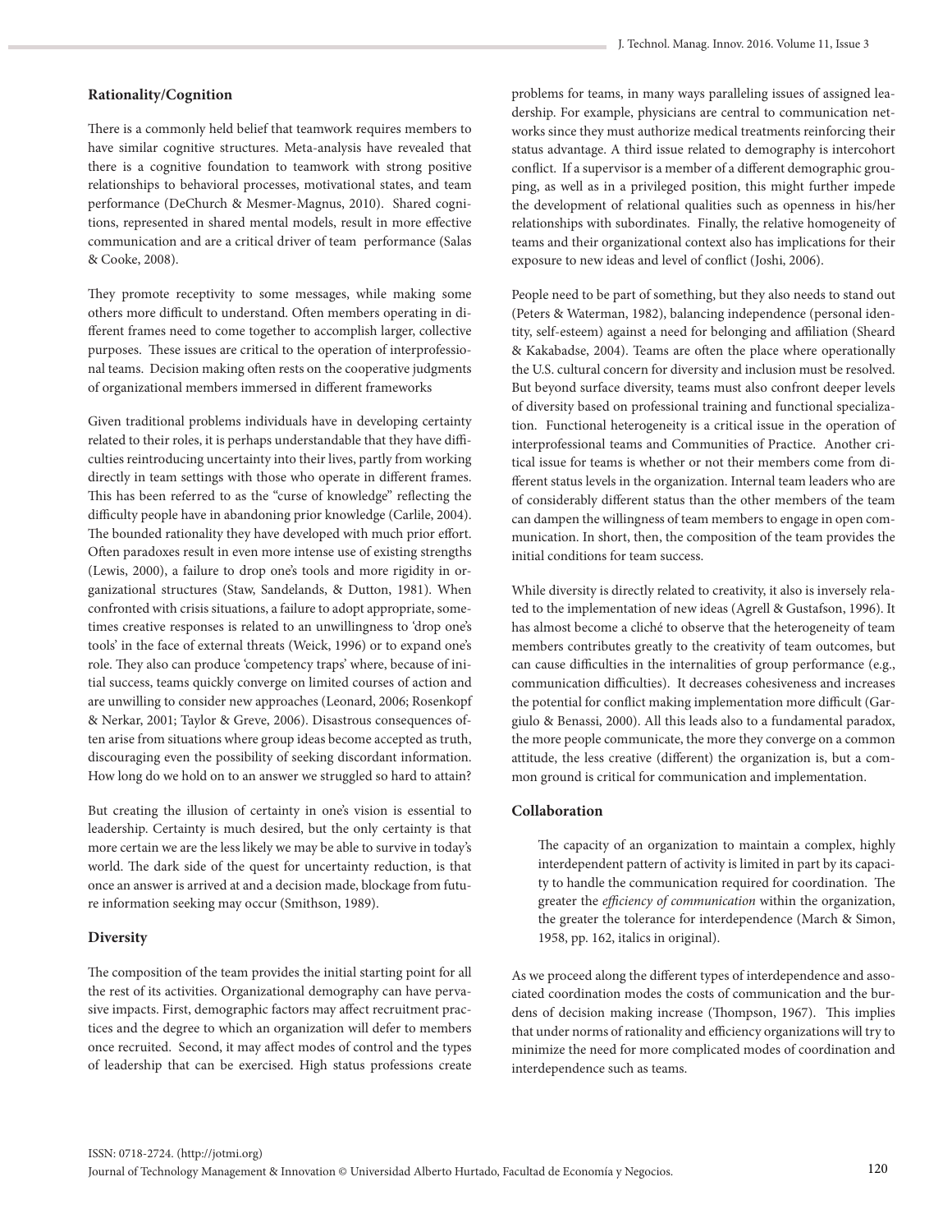### Rationality/Cognition

There is a commonly held belief that teamwork requires members to have similar cognitive structures. Meta-analysis have revealed that there is a cognitive foundation to teamwork with strong positive relationships to behavioral processes, motivational states, and team performance (DeChurch & Mesmer-Magnus, 2010). Shared cognitions, represented in shared mental models, result in more effective communication and are a critical driver of team performance (Salas & Cooke, 2008).

They promote receptivity to some messages, while making some others more difficult to understand. Often members operating in different frames need to come together to accomplish larger, collective purposes. These issues are critical to the operation of interprofessional teams. Decision making often rests on the cooperative judgments of organizational members immersed in different frameworks

Given traditional problems individuals have in developing certainty related to their roles, it is perhaps understandable that they have difficulties reintroducing uncertainty into their lives, partly from working directly in team settings with those who operate in different frames. This has been referred to as the "curse of knowledge" reflecting the difficulty people have in abandoning prior knowledge (Carlile, 2004). The bounded rationality they have developed with much prior effort. Often paradoxes result in even more intense use of existing strengths (Lewis, 2000), a failure to drop one's tools and more rigidity in organizational structures (Staw, Sandelands, & Dutton, 1981). When confronted with crisis situations, a failure to adopt appropriate, sometimes creative responses is related to an unwillingness to 'drop one's tools' in the face of external threats (Weick, 1996) or to expand one's role. They also can produce 'competency traps' where, because of initial success, teams quickly converge on limited courses of action and are unwilling to consider new approaches (Leonard, 2006; Rosenkopf & Nerkar, 2001; Taylor & Greve, 2006). Disastrous consequences often arise from situations where group ideas become accepted as truth, discouraging even the possibility of seeking discordant information. How long do we hold on to an answer we struggled so hard to attain?

But creating the illusion of certainty in one's vision is essential to leadership. Certainty is much desired, but the only certainty is that more certain we are the less likely we may be able to survive in today's world. The dark side of the quest for uncertainty reduction, is that once an answer is arrived at and a decision made, blockage from future information seeking may occur (Smithson, 1989).

### Diversity

The composition of the team provides the initial starting point for all the rest of its activities. Organizational demography can have pervasive impacts. First, demographic factors may affect recruitment practices and the degree to which an organization will defer to members once recruited. Second, it may affect modes of control and the types of leadership that can be exercised. High status professions create problems for teams, in many ways paralleling issues of assigned leadership. For example, physicians are central to communication networks since they must authorize medical treatments reinforcing their status advantage. A third issue related to demography is intercohort conflict. If a supervisor is a member of a different demographic grouping, as well as in a privileged position, this might further impede the development of relational qualities such as openness in his/her relationships with subordinates. Finally, the relative homogeneity of teams and their organizational context also has implications for their exposure to new ideas and level of conflict (Joshi, 2006).

People need to be part of something, but they also needs to stand out (Peters & Waterman, 1982), balancing independence (personal identity, self-esteem) against a need for belonging and affiliation (Sheard & Kakabadse, 2004). Teams are often the place where operationally the U.S. cultural concern for diversity and inclusion must be resolved. But beyond surface diversity, teams must also confront deeper levels of diversity based on professional training and functional specialization. Functional heterogeneity is a critical issue in the operation of interprofessional teams and Communities of Practice. Another critical issue for teams is whether or not their members come from different status levels in the organization. Internal team leaders who are of considerably different status than the other members of the team can dampen the willingness of team members to engage in open communication. In short, then, the composition of the team provides the initial conditions for team success.

While diversity is directly related to creativity, it also is inversely related to the implementation of new ideas (Agrell & Gustafson, 1996). It has almost become a cliché to observe that the heterogeneity of team members contributes greatly to the creativity of team outcomes, but can cause difficulties in the internalities of group performance (e.g., communication difficulties). It decreases cohesiveness and increases the potential for conflict making implementation more difficult (Gargiulo & Benassi, 2000). All this leads also to a fundamental paradox, the more people communicate, the more they converge on a common attitude, the less creative (different) the organization is, but a common ground is critical for communication and implementation.

### Collaboration

> The capacity of an organization to maintain a complex, highly interdependent pattern of activity is limited in part by its capacity to handle the communication required for coordination. The greater the *efficiency of communication* within the organization, the greater the tolerance for interdependence (March & Simon, 1958, pp. 162, italics in original).

As we proceed along the different types of interdependence and associated coordination modes the costs of communication and the burdens of decision making increase (Thompson, 1967). This implies that under norms of rationality and efficiency organizations will try to minimize the need for more complicated modes of coordination and interdependence such as teams.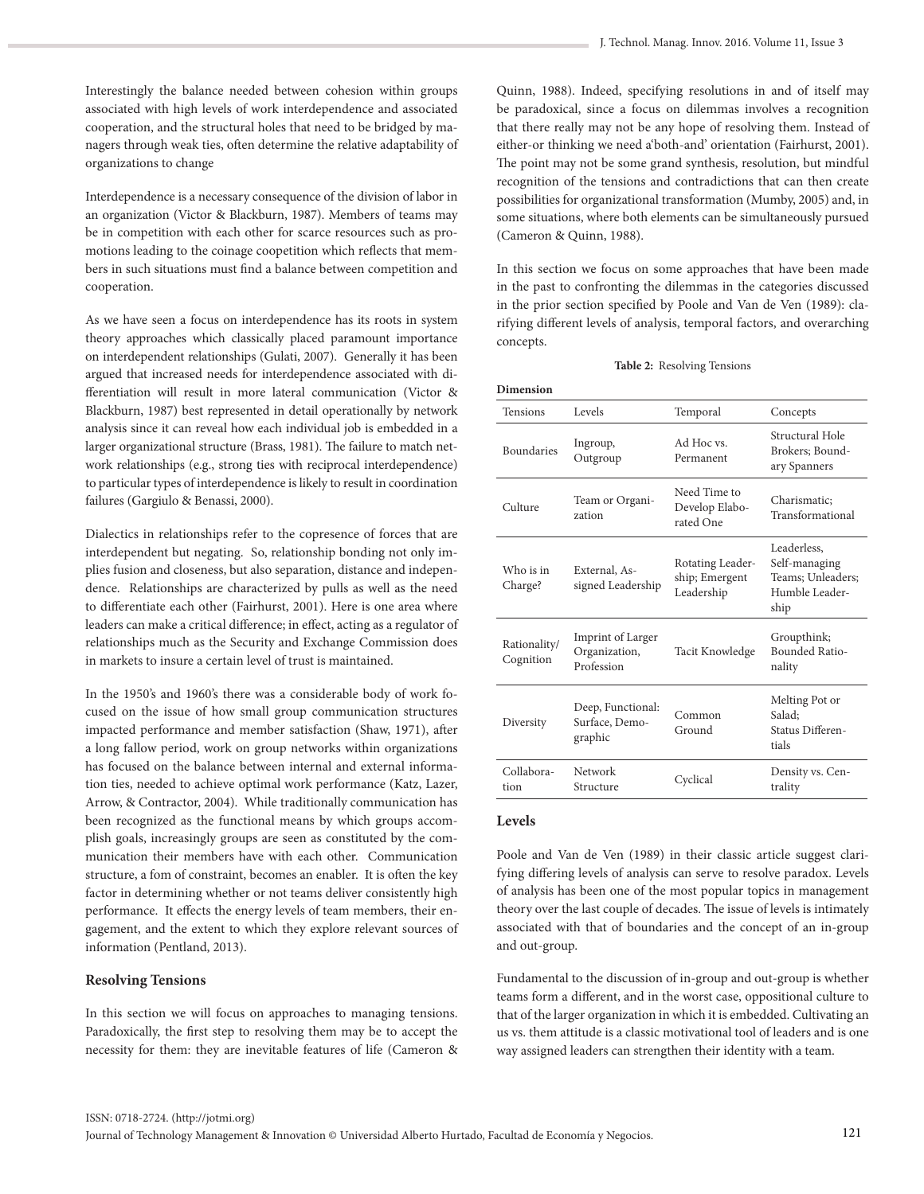Interestingly the balance needed between cohesion within groups associated with high levels of work interdependence and associated cooperation, and the structural holes that need to be bridged by managers through weak ties, often determine the relative adaptability of organizations to change

Interdependence is a necessary consequence of the division of labor in an organization (Victor & Blackburn, 1987). Members of teams may be in competition with each other for scarce resources such as promotions leading to the coinage coopetition which reflects that members in such situations must find a balance between competition and cooperation.

As we have seen a focus on interdependence has its roots in system theory approaches which classically placed paramount importance on interdependent relationships (Gulati, 2007). Generally it has been argued that increased needs for interdependence associated with differentiation will result in more lateral communication (Victor & Blackburn, 1987) best represented in detail operationally by network analysis since it can reveal how each individual job is embedded in a larger organizational structure (Brass, 1981). The failure to match network relationships (e.g., strong ties with reciprocal interdependence) to particular types of interdependence is likely to result in coordination failures (Gargiulo & Benassi, 2000).

Dialectics in relationships refer to the copresence of forces that are interdependent but negating. So, relationship bonding not only implies fusion and closeness, but also separation, distance and independence. Relationships are characterized by pulls as well as the need to differentiate each other (Fairhurst, 2001). Here is one area where leaders can make a critical difference; in effect, acting as a regulator of relationships much as the Security and Exchange Commission does in markets to insure a certain level of trust is maintained.

In the 1950's and 1960's there was a considerable body of work focused on the issue of how small group communication structures impacted performance and member satisfaction (Shaw, 1971), after a long fallow period, work on group networks within organizations has focused on the balance between internal and external information ties, needed to achieve optimal work performance (Katz, Lazer, Arrow, & Contractor, 2004). While traditionally communication has been recognized as the functional means by which groups accomplish goals, increasingly groups are seen as constituted by the communication their members have with each other. Communication structure, a fom of constraint, becomes an enabler. It is often the key factor in determining whether or not teams deliver consistently high performance. It effects the energy levels of team members, their engagement, and the extent to which they explore relevant sources of information (Pentland, 2013).

## Resolving Tensions

In this section we will focus on approaches to managing tensions. Paradoxically, the first step to resolving them may be to accept the necessity for them: they are inevitable features of life (Cameron & Quinn, 1988). Indeed, specifying resolutions in and of itself may be paradoxical, since a focus on dilemmas involves a recognition that there really may not be any hope of resolving them. Instead of either-or thinking we need a'both-and' orientation (Fairhurst, 2001). The point may not be some grand synthesis, resolution, but mindful recognition of the tensions and contradictions that can then create possibilities for organizational transformation (Mumby, 2005) and, in some situations, where both elements can be simultaneously pursued (Cameron & Quinn, 1988).

In this section we focus on some approaches that have been made in the past to confronting the dilemmas in the categories discussed in the prior section specified by Poole and Van de Ven (1989): clarifying different levels of analysis, temporal factors, and overarching concepts.

**Table 2:** Resolving Tensions

| **Dimension** | | | |
|---|---|---|---|
| Tensions | Levels | Temporal | Concepts |
| Boundaries | Ingroup, Outgroup | Ad Hoc vs. Permanent | Structural Hole Brokers; Boundary Spanners |
| Culture | Team or Organization | Need Time to Develop Elaborated One | Charismatic; Transformational |
| Who is in Charge? | External, Assigned Leadership | Rotating Leadership; Emergent Leadership | Leaderless, Self-managing Teams; Unleaders; Humble Leadership |
| Rationality/ Cognition | Imprint of Larger Organization, Profession | Tacit Knowledge | Groupthink; Bounded Rationality |
| Diversity | Deep, Functional: Surface, Demographic | Common Ground | Melting Pot or Salad; Status Differentials |
| Collaboration | Network Structure | Cyclical | Density vs. Centrality |

### Levels

Poole and Van de Ven (1989) in their classic article suggest clarifying differing levels of analysis can serve to resolve paradox. Levels of analysis has been one of the most popular topics in management theory over the last couple of decades. The issue of levels is intimately associated with that of boundaries and the concept of an in-group and out-group.

Fundamental to the discussion of in-group and out-group is whether teams form a different, and in the worst case, oppositional culture to that of the larger organization in which it is embedded. Cultivating an us vs. them attitude is a classic motivational tool of leaders and is one way assigned leaders can strengthen their identity with a team.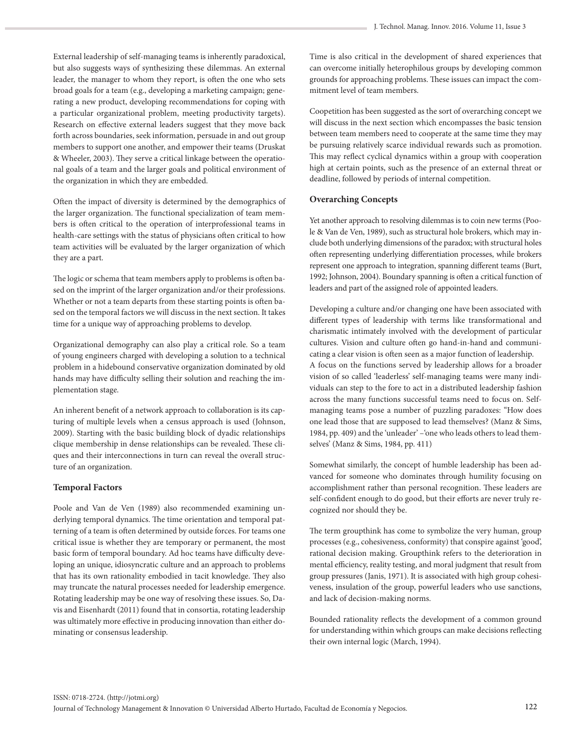External leadership of self-managing teams is inherently paradoxical, but also suggests ways of synthesizing these dilemmas. An external leader, the manager to whom they report, is often the one who sets broad goals for a team (e.g., developing a marketing campaign; generating a new product, developing recommendations for coping with a particular organizational problem, meeting productivity targets). Research on effective external leaders suggest that they move back forth across boundaries, seek information, persuade in and out group members to support one another, and empower their teams (Druskat & Wheeler, 2003). They serve a critical linkage between the operational goals of a team and the larger goals and political environment of the organization in which they are embedded.

Often the impact of diversity is determined by the demographics of the larger organization. The functional specialization of team members is often critical to the operation of interprofessional teams in health-care settings with the status of physicians often critical to how team activities will be evaluated by the larger organization of which they are a part.

The logic or schema that team members apply to problems is often based on the imprint of the larger organization and/or their professions. Whether or not a team departs from these starting points is often based on the temporal factors we will discuss in the next section. It takes time for a unique way of approaching problems to develop.

Organizational demography can also play a critical role. So a team of young engineers charged with developing a solution to a technical problem in a hidebound conservative organization dominated by old hands may have difficulty selling their solution and reaching the implementation stage.

An inherent benefit of a network approach to collaboration is its capturing of multiple levels when a census approach is used (Johnson, 2009). Starting with the basic building block of dyadic relationships clique membership in dense relationships can be revealed. These cliques and their interconnections in turn can reveal the overall structure of an organization.

### Temporal Factors

Poole and Van de Ven (1989) also recommended examining underlying temporal dynamics. The time orientation and temporal patterning of a team is often determined by outside forces. For teams one critical issue is whether they are temporary or permanent, the most basic form of temporal boundary. Ad hoc teams have difficulty developing an unique, idiosyncratic culture and an approach to problems that has its own rationality embodied in tacit knowledge. They also may truncate the natural processes needed for leadership emergence. Rotating leadership may be one way of resolving these issues. So, Davis and Eisenhardt (2011) found that in consortia, rotating leadership was ultimately more effective in producing innovation than either dominating or consensus leadership.

Time is also critical in the development of shared experiences that can overcome initially heterophilous groups by developing common grounds for approaching problems. These issues can impact the commitment level of team members.

Coopetition has been suggested as the sort of overarching concept we will discuss in the next section which encompasses the basic tension between team members need to cooperate at the same time they may be pursuing relatively scarce individual rewards such as promotion. This may reflect cyclical dynamics within a group with cooperation high at certain points, such as the presence of an external threat or deadline, followed by periods of internal competition.

### Overarching Concepts

Yet another approach to resolving dilemmas is to coin new terms (Poole & Van de Ven, 1989), such as structural hole brokers, which may include both underlying dimensions of the paradox; with structural holes often representing underlying differentiation processes, while brokers represent one approach to integration, spanning different teams (Burt, 1992; Johnson, 2004). Boundary spanning is often a critical function of leaders and part of the assigned role of appointed leaders.

Developing a culture and/or changing one have been associated with different types of leadership with terms like transformational and charismatic intimately involved with the development of particular cultures. Vision and culture often go hand-in-hand and communicating a clear vision is often seen as a major function of leadership.
A focus on the functions served by leadership allows for a broader vision of so called 'leaderless' self-managing teams were many individuals can step to the fore to act in a distributed leadership fashion across the many functions successful teams need to focus on. Self-managing teams pose a number of puzzling paradoxes: "How does one lead those that are supposed to lead themselves? (Manz & Sims, 1984, pp. 409) and the 'unleader' –'one who leads others to lead themselves' (Manz & Sims, 1984, pp. 411)

Somewhat similarly, the concept of humble leadership has been advanced for someone who dominates through humility focusing on accomplishment rather than personal recognition. These leaders are self-confident enough to do good, but their efforts are never truly recognized nor should they be.

The term groupthink has come to symbolize the very human, group processes (e.g., cohesiveness, conformity) that conspire against 'good', rational decision making. Groupthink refers to the deterioration in mental efficiency, reality testing, and moral judgment that result from group pressures (Janis, 1971). It is associated with high group cohesiveness, insulation of the group, powerful leaders who use sanctions, and lack of decision-making norms.

Bounded rationality reflects the development of a common ground for understanding within which groups can make decisions reflecting their own internal logic (March, 1994).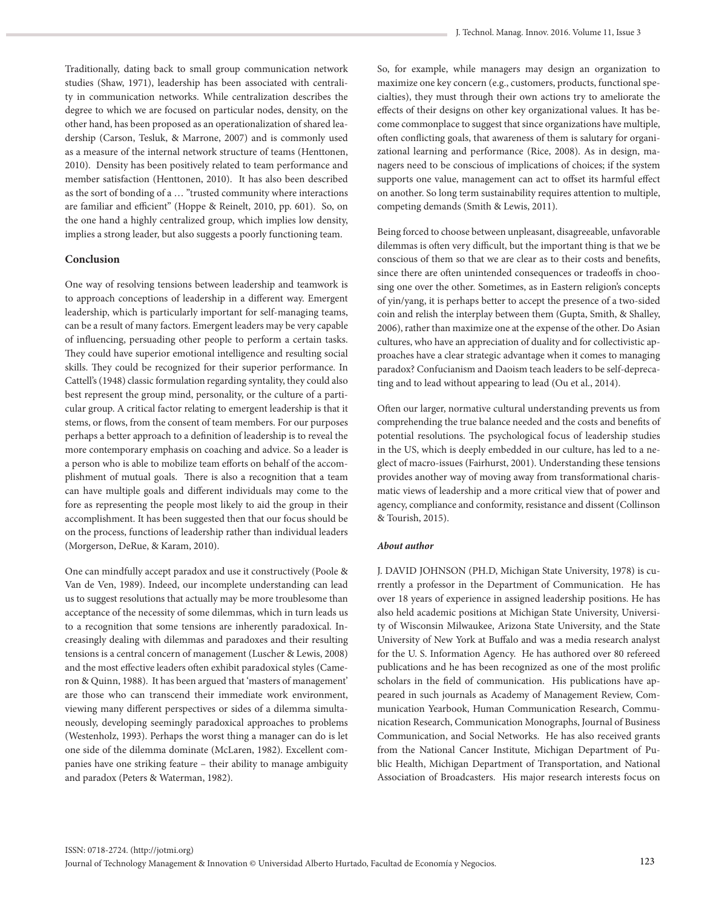Traditionally, dating back to small group communication network studies (Shaw, 1971), leadership has been associated with centrality in communication networks. While centralization describes the degree to which we are focused on particular nodes, density, on the other hand, has been proposed as an operationalization of shared leadership (Carson, Tesluk, & Marrone, 2007) and is commonly used as a measure of the internal network structure of teams (Henttonen, 2010). Density has been positively related to team performance and member satisfaction (Henttonen, 2010). It has also been described as the sort of bonding of a … "trusted community where interactions are familiar and efficient" (Hoppe & Reinelt, 2010, pp. 601). So, on the one hand a highly centralized group, which implies low density, implies a strong leader, but also suggests a poorly functioning team.

### Conclusion

One way of resolving tensions between leadership and teamwork is to approach conceptions of leadership in a different way. Emergent leadership, which is particularly important for self-managing teams, can be a result of many factors. Emergent leaders may be very capable of influencing, persuading other people to perform a certain tasks. They could have superior emotional intelligence and resulting social skills. They could be recognized for their superior performance. In Cattell's (1948) classic formulation regarding syntality, they could also best represent the group mind, personality, or the culture of a particular group. A critical factor relating to emergent leadership is that it stems, or flows, from the consent of team members. For our purposes perhaps a better approach to a definition of leadership is to reveal the more contemporary emphasis on coaching and advice. So a leader is a person who is able to mobilize team efforts on behalf of the accomplishment of mutual goals. There is also a recognition that a team can have multiple goals and different individuals may come to the fore as representing the people most likely to aid the group in their accomplishment. It has been suggested then that our focus should be on the process, functions of leadership rather than individual leaders (Morgerson, DeRue, & Karam, 2010).

One can mindfully accept paradox and use it constructively (Poole & Van de Ven, 1989). Indeed, our incomplete understanding can lead us to suggest resolutions that actually may be more troublesome than acceptance of the necessity of some dilemmas, which in turn leads us to a recognition that some tensions are inherently paradoxical. Increasingly dealing with dilemmas and paradoxes and their resulting tensions is a central concern of management (Luscher & Lewis, 2008) and the most effective leaders often exhibit paradoxical styles (Cameron & Quinn, 1988). It has been argued that 'masters of management' are those who can transcend their immediate work environment, viewing many different perspectives or sides of a dilemma simultaneously, developing seemingly paradoxical approaches to problems (Westenholz, 1993). Perhaps the worst thing a manager can do is let one side of the dilemma dominate (McLaren, 1982). Excellent companies have one striking feature – their ability to manage ambiguity and paradox (Peters & Waterman, 1982).

So, for example, while managers may design an organization to maximize one key concern (e.g., customers, products, functional specialties), they must through their own actions try to ameliorate the effects of their designs on other key organizational values. It has become commonplace to suggest that since organizations have multiple, often conflicting goals, that awareness of them is salutary for organizational learning and performance (Rice, 2008). As in design, managers need to be conscious of implications of choices; if the system supports one value, management can act to offset its harmful effect on another. So long term sustainability requires attention to multiple, competing demands (Smith & Lewis, 2011).

Being forced to choose between unpleasant, disagreeable, unfavorable dilemmas is often very difficult, but the important thing is that we be conscious of them so that we are clear as to their costs and benefits, since there are often unintended consequences or tradeoffs in choosing one over the other. Sometimes, as in Eastern religion's concepts of yin/yang, it is perhaps better to accept the presence of a two-sided coin and relish the interplay between them (Gupta, Smith, & Shalley, 2006), rather than maximize one at the expense of the other. Do Asian cultures, who have an appreciation of duality and for collectivistic approaches have a clear strategic advantage when it comes to managing paradox? Confucianism and Daoism teach leaders to be self-deprecating and to lead without appearing to lead (Ou et al., 2014).

Often our larger, normative cultural understanding prevents us from comprehending the true balance needed and the costs and benefits of potential resolutions. The psychological focus of leadership studies in the US, which is deeply embedded in our culture, has led to a neglect of macro-issues (Fairhurst, 2001). Understanding these tensions provides another way of moving away from transformational charismatic views of leadership and a more critical view that of power and agency, compliance and conformity, resistance and dissent (Collinson & Tourish, 2015).

#### ***About author***

J. DAVID JOHNSON (PH.D, Michigan State University, 1978) is currently a professor in the Department of Communication. He has over 18 years of experience in assigned leadership positions. He has also held academic positions at Michigan State University, University of Wisconsin Milwaukee, Arizona State University, and the State University of New York at Buffalo and was a media research analyst for the U. S. Information Agency. He has authored over 80 refereed publications and he has been recognized as one of the most prolific scholars in the field of communication. His publications have appeared in such journals as Academy of Management Review, Communication Yearbook, Human Communication Research, Communication Research, Communication Monographs, Journal of Business Communication, and Social Networks. He has also received grants from the National Cancer Institute, Michigan Department of Public Health, Michigan Department of Transportation, and National Association of Broadcasters. His major research interests focus on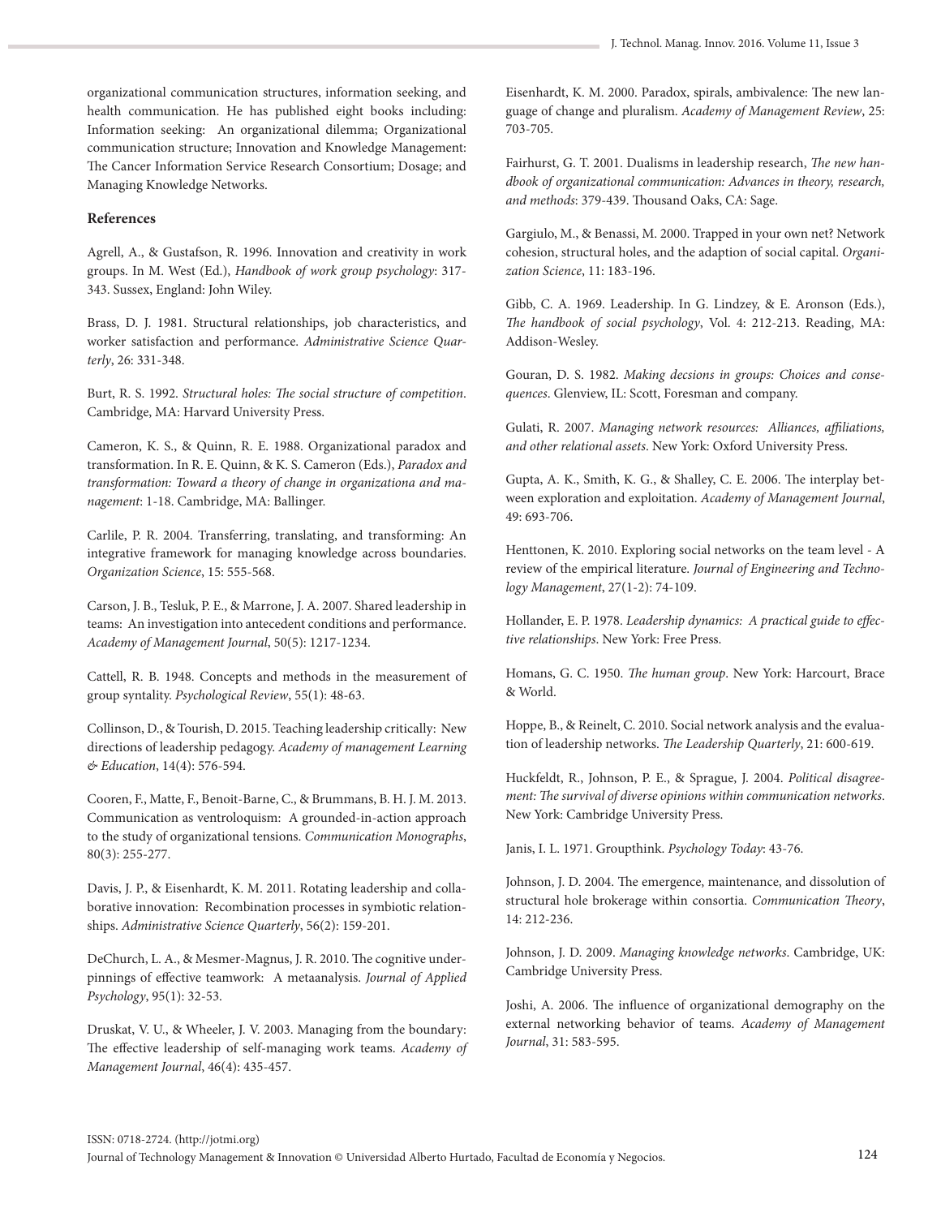organizational communication structures, information seeking, and health communication. He has published eight books including: Information seeking: An organizational dilemma; Organizational communication structure; Innovation and Knowledge Management: The Cancer Information Service Research Consortium; Dosage; and Managing Knowledge Networks.

## References

Agrell, A., & Gustafson, R. 1996. Innovation and creativity in work groups. In M. West (Ed.), *Handbook of work group psychology*: 317-343. Sussex, England: John Wiley.

Brass, D. J. 1981. Structural relationships, job characteristics, and worker satisfaction and performance. *Administrative Science Quarterly*, 26: 331-348.

Burt, R. S. 1992. *Structural holes: The social structure of competition*. Cambridge, MA: Harvard University Press.

Cameron, K. S., & Quinn, R. E. 1988. Organizational paradox and transformation. In R. E. Quinn, & K. S. Cameron (Eds.), *Paradox and transformation: Toward a theory of change in organizationa and management*: 1-18. Cambridge, MA: Ballinger.

Carlile, P. R. 2004. Transferring, translating, and transforming: An integrative framework for managing knowledge across boundaries. *Organization Science*, 15: 555-568.

Carson, J. B., Tesluk, P. E., & Marrone, J. A. 2007. Shared leadership in teams: An investigation into antecedent conditions and performance. *Academy of Management Journal*, 50(5): 1217-1234.

Cattell, R. B. 1948. Concepts and methods in the measurement of group syntality. *Psychological Review*, 55(1): 48-63.

Collinson, D., & Tourish, D. 2015. Teaching leadership critically: New directions of leadership pedagogy. *Academy of management Learning & Education*, 14(4): 576-594.

Cooren, F., Matte, F., Benoit-Barne, C., & Brummans, B. H. J. M. 2013. Communication as ventroloquism: A grounded-in-action approach to the study of organizational tensions. *Communication Monographs*, 80(3): 255-277.

Davis, J. P., & Eisenhardt, K. M. 2011. Rotating leadership and collaborative innovation: Recombination processes in symbiotic relationships. *Administrative Science Quarterly*, 56(2): 159-201.

DeChurch, L. A., & Mesmer-Magnus, J. R. 2010. The cognitive underpinnings of effective teamwork: A metaanalysis. *Journal of Applied Psychology*, 95(1): 32-53.

Druskat, V. U., & Wheeler, J. V. 2003. Managing from the boundary: The effective leadership of self-managing work teams. *Academy of Management Journal*, 46(4): 435-457.

Eisenhardt, K. M. 2000. Paradox, spirals, ambivalence: The new language of change and pluralism. *Academy of Management Review*, 25: 703-705.

Fairhurst, G. T. 2001. Dualisms in leadership research, *The new handbook of organizational communication: Advances in theory, research, and methods*: 379-439. Thousand Oaks, CA: Sage.

Gargiulo, M., & Benassi, M. 2000. Trapped in your own net? Network cohesion, structural holes, and the adaption of social capital. *Organization Science*, 11: 183-196.

Gibb, C. A. 1969. Leadership. In G. Lindzey, & E. Aronson (Eds.), *The handbook of social psychology*, Vol. 4: 212-213. Reading, MA: Addison-Wesley.

Gouran, D. S. 1982. *Making decsions in groups: Choices and consequences*. Glenview, IL: Scott, Foresman and company.

Gulati, R. 2007. *Managing network resources: Alliances, affiliations, and other relational assets*. New York: Oxford University Press.

Gupta, A. K., Smith, K. G., & Shalley, C. E. 2006. The interplay between exploration and exploitation. *Academy of Management Journal*, 49: 693-706.

Henttonen, K. 2010. Exploring social networks on the team level - A review of the empirical literature. *Journal of Engineering and Technology Management*, 27(1-2): 74-109.

Hollander, E. P. 1978. *Leadership dynamics: A practical guide to effective relationships*. New York: Free Press.

Homans, G. C. 1950. *The human group*. New York: Harcourt, Brace & World.

Hoppe, B., & Reinelt, C. 2010. Social network analysis and the evaluation of leadership networks. *The Leadership Quarterly*, 21: 600-619.

Huckfeldt, R., Johnson, P. E., & Sprague, J. 2004. *Political disagreement: The survival of diverse opinions within communication networks*. New York: Cambridge University Press.

Janis, I. L. 1971. Groupthink. *Psychology Today*: 43-76.

Johnson, J. D. 2004. The emergence, maintenance, and dissolution of structural hole brokerage within consortia. *Communication Theory*, 14: 212-236.

Johnson, J. D. 2009. *Managing knowledge networks*. Cambridge, UK: Cambridge University Press.

Joshi, A. 2006. The influence of organizational demography on the external networking behavior of teams. *Academy of Management Journal*, 31: 583-595.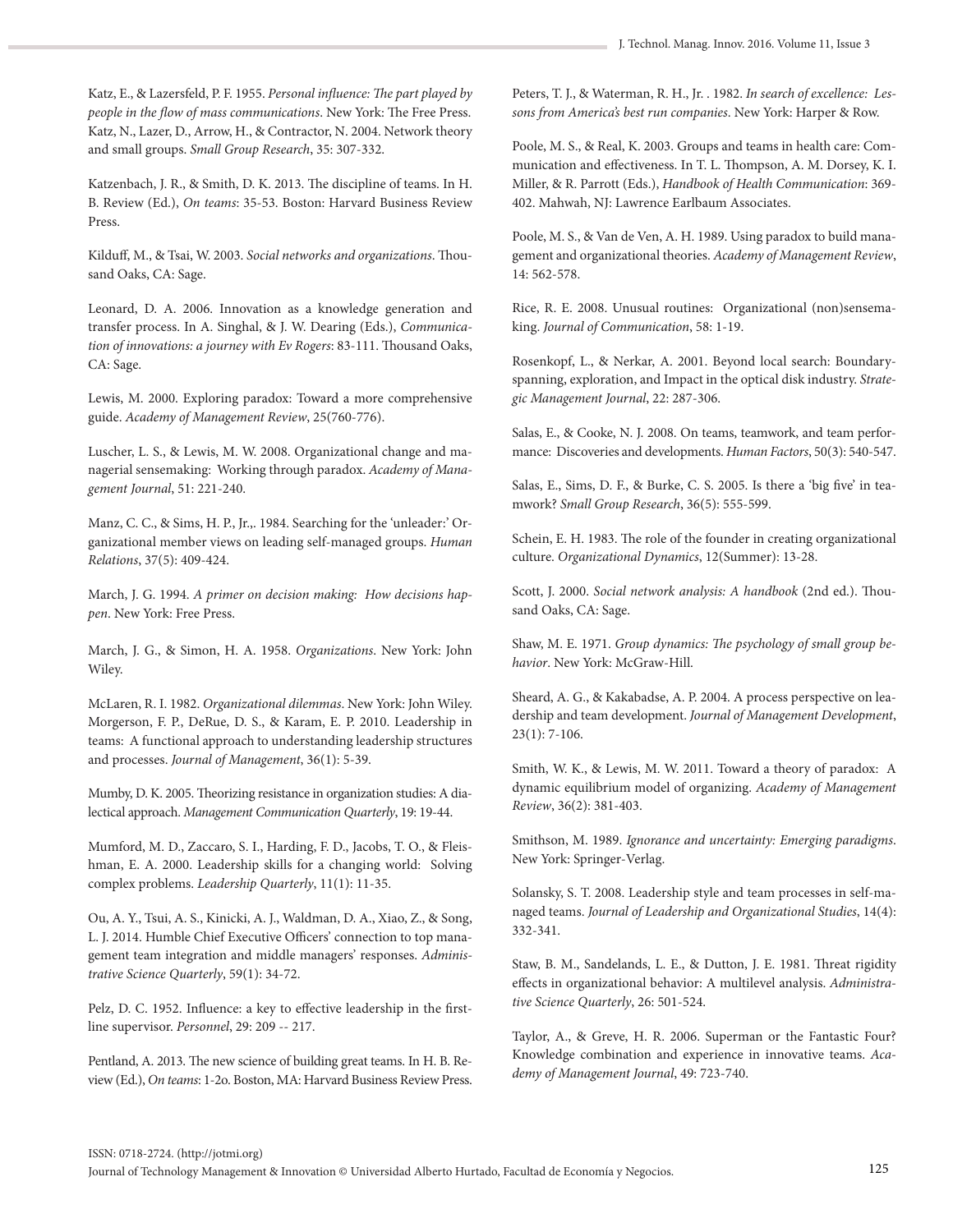Katz, E., & Lazersfeld, P. F. 1955. *Personal influence: The part played by people in the flow of mass communications*. New York: The Free Press.
Katz, N., Lazer, D., Arrow, H., & Contractor, N. 2004. Network theory and small groups. *Small Group Research*, 35: 307-332.

Katzenbach, J. R., & Smith, D. K. 2013. The discipline of teams. In H. B. Review (Ed.), *On teams*: 35-53. Boston: Harvard Business Review Press.

Kilduff, M., & Tsai, W. 2003. *Social networks and organizations*. Thousand Oaks, CA: Sage.

Leonard, D. A. 2006. Innovation as a knowledge generation and transfer process. In A. Singhal, & J. W. Dearing (Eds.), *Communication of innovations: a journey with Ev Rogers*: 83-111. Thousand Oaks, CA: Sage.

Lewis, M. 2000. Exploring paradox: Toward a more comprehensive guide. *Academy of Management Review*, 25(760-776).

Luscher, L. S., & Lewis, M. W. 2008. Organizational change and managerial sensemaking: Working through paradox. *Academy of Management Journal*, 51: 221-240.

Manz, C. C., & Sims, H. P., Jr.,. 1984. Searching for the 'unleader:' Organizational member views on leading self-managed groups. *Human Relations*, 37(5): 409-424.

March, J. G. 1994. *A primer on decision making: How decisions happen*. New York: Free Press.

March, J. G., & Simon, H. A. 1958. *Organizations*. New York: John Wiley.

McLaren, R. I. 1982. *Organizational dilemmas*. New York: John Wiley.
Morgerson, F. P., DeRue, D. S., & Karam, E. P. 2010. Leadership in teams: A functional approach to understanding leadership structures and processes. *Journal of Management*, 36(1): 5-39.

Mumby, D. K. 2005. Theorizing resistance in organization studies: A dialectical approach. *Management Communication Quarterly*, 19: 19-44.

Mumford, M. D., Zaccaro, S. I., Harding, F. D., Jacobs, T. O., & Fleishman, E. A. 2000. Leadership skills for a changing world: Solving complex problems. *Leadership Quarterly*, 11(1): 11-35.

Ou, A. Y., Tsui, A. S., Kinicki, A. J., Waldman, D. A., Xiao, Z., & Song, L. J. 2014. Humble Chief Executive Officers' connection to top management team integration and middle managers' responses. *Administrative Science Quarterly*, 59(1): 34-72.

Pelz, D. C. 1952. Influence: a key to effective leadership in the first-line supervisor. *Personnel*, 29: 209 -- 217.

Pentland, A. 2013. The new science of building great teams. In H. B. Review (Ed.), *On teams*: 1-2o. Boston, MA: Harvard Business Review Press.

Peters, T. J., & Waterman, R. H., Jr. . 1982. *In search of excellence: Lessons from America's best run companies*. New York: Harper & Row.

Poole, M. S., & Real, K. 2003. Groups and teams in health care: Communication and effectiveness. In T. L. Thompson, A. M. Dorsey, K. I. Miller, & R. Parrott (Eds.), *Handbook of Health Communication*: 369-402. Mahwah, NJ: Lawrence Earlbaum Associates.

Poole, M. S., & Van de Ven, A. H. 1989. Using paradox to build management and organizational theories. *Academy of Management Review*, 14: 562-578.

Rice, R. E. 2008. Unusual routines: Organizational (non)sensemaking. *Journal of Communication*, 58: 1-19.

Rosenkopf, L., & Nerkar, A. 2001. Beyond local search: Boundary-spanning, exploration, and Impact in the optical disk industry. *Strategic Management Journal*, 22: 287-306.

Salas, E., & Cooke, N. J. 2008. On teams, teamwork, and team performance: Discoveries and developments. *Human Factors*, 50(3): 540-547.

Salas, E., Sims, D. F., & Burke, C. S. 2005. Is there a 'big five' in teamwork? *Small Group Research*, 36(5): 555-599.

Schein, E. H. 1983. The role of the founder in creating organizational culture. *Organizational Dynamics*, 12(Summer): 13-28.

Scott, J. 2000. *Social network analysis: A handbook* (2nd ed.). Thousand Oaks, CA: Sage.

Shaw, M. E. 1971. *Group dynamics: The psychology of small group behavior*. New York: McGraw-Hill.

Sheard, A. G., & Kakabadse, A. P. 2004. A process perspective on leadership and team development. *Journal of Management Development*, 23(1): 7-106.

Smith, W. K., & Lewis, M. W. 2011. Toward a theory of paradox: A dynamic equilibrium model of organizing. *Academy of Management Review*, 36(2): 381-403.

Smithson, M. 1989. *Ignorance and uncertainty: Emerging paradigms*. New York: Springer-Verlag.

Solansky, S. T. 2008. Leadership style and team processes in self-managed teams. *Journal of Leadership and Organizational Studies*, 14(4): 332-341.

Staw, B. M., Sandelands, L. E., & Dutton, J. E. 1981. Threat rigidity effects in organizational behavior: A multilevel analysis. *Administrative Science Quarterly*, 26: 501-524.

Taylor, A., & Greve, H. R. 2006. Superman or the Fantastic Four? Knowledge combination and experience in innovative teams. *Academy of Management Journal*, 49: 723-740.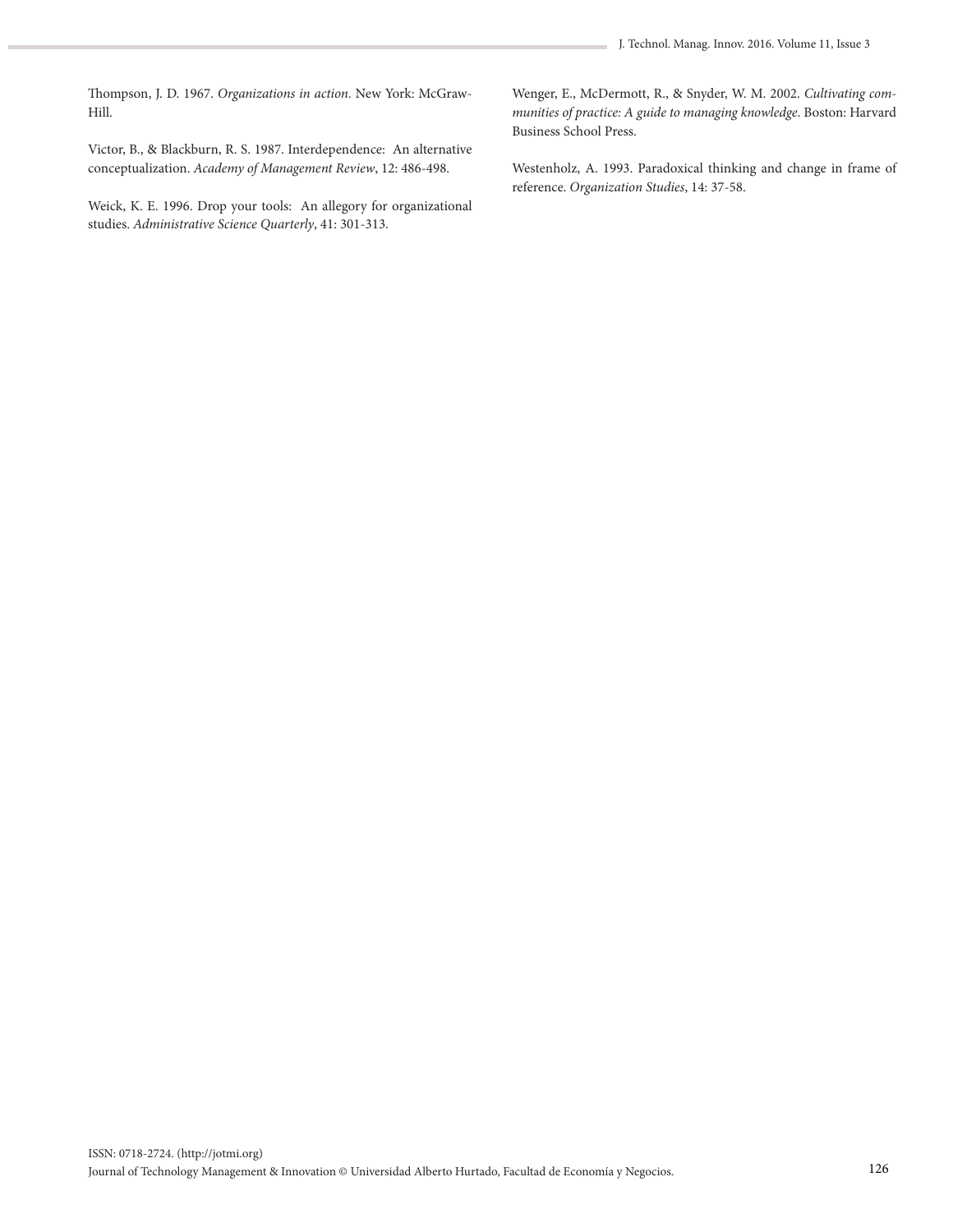Thompson, J. D. 1967. *Organizations in action*. New York: McGraw-Hill.

Victor, B., & Blackburn, R. S. 1987. Interdependence: An alternative conceptualization. *Academy of Management Review*, 12: 486-498.

Weick, K. E. 1996. Drop your tools: An allegory for organizational studies. *Administrative Science Quarterly*, 41: 301-313.

Wenger, E., McDermott, R., & Snyder, W. M. 2002. *Cultivating communities of practice: A guide to managing knowledge*. Boston: Harvard Business School Press.

Westenholz, A. 1993. Paradoxical thinking and change in frame of reference. *Organization Studies*, 14: 37-58.